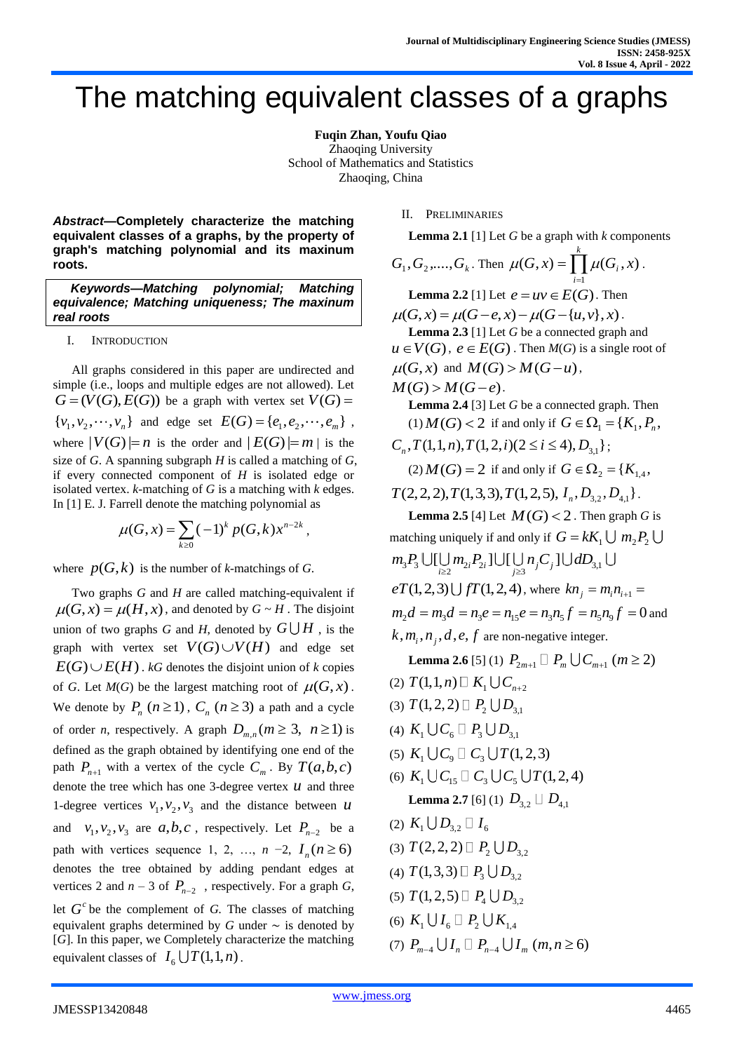# The matching equivalent classes of a graphs

**Fuqin Zhan, Youfu Qiao**
Zhaoqing University
School of Mathematics and Statistics
Zhaoqing, China

***Abstract*—Completely characterize the matching equivalent classes of a graphs, by the property of graph's matching polynomial and its maxinum roots.**

***Keywords*—Matching polynomial; Matching equivalence; Matching uniqueness; The maxinum real roots**

## I. Introduction

All graphs considered in this paper are undirected and simple (i.e., loops and multiple edges are not allowed). Let $G=(V(G),E(G))$ be a graph with vertex set $V(G)=\{v_1,v_2,\cdots,v_n\}$ and edge set $E(G)=\{e_1,e_2,\cdots,e_m\}$, where $|V(G)|=n$ is the order and $|E(G)|=m$ is the size of *G*. A spanning subgraph *H* is called a matching of *G*, if every connected component of *H* is isolated edge or isolated vertex. *k*-matching of *G* is a matching with *k* edges. In [1] E. J. Farrell denote the matching polynomial as

$$\mu(G,x)=\sum_{k\geq 0}(-1)^k p(G,k)x^{n-2k},$$

where $p(G,k)$ is the number of *k*-matchings of *G*.

Two graphs *G* and *H* are called matching-equivalent if $\mu(G,x)=\mu(H,x)$, and denoted by $G\sim H$. The disjoint union of two graphs *G* and *H*, denoted by $G\bigcup H$, is the graph with vertex set $V(G)\cup V(H)$ and edge set $E(G)\cup E(H)$. *kG* denotes the disjoint union of *k* copies of *G*. Let *M*(*G*) be the largest matching root of $\mu(G,x)$. We denote by $P_n$ $(n\geq 1)$, $C_n$ $(n\geq 3)$ a path and a cycle of order *n*, respectively. A graph $D_{m,n}(m\geq 3,\ n\geq 1)$ is defined as the graph obtained by identifying one end of the path $P_{n+1}$ with a vertex of the cycle $C_m$. By $T(a,b,c)$ denote the tree which has one 3-degree vertex $u$ and three 1-degree vertices $v_1,v_2,v_3$ and the distance between $u$ and $v_1,v_2,v_3$ are $a,b,c$, respectively. Let $P_{n-2}$ be a path with vertices sequence 1, 2, …, $n-2$, $I_n(n\geq 6)$ denotes the tree obtained by adding pendant edges at vertices 2 and $n-3$ of $P_{n-2}$, respectively. For a graph *G*, let $G^c$ be the complement of *G*. The classes of matching equivalent graphs determined by *G* under ~ is denoted by [*G*]. In this paper, we Completely characterize the matching equivalent classes of $I_6\bigcup T(1,1,n)$.

## II. Preliminaries

**Lemma 2.1** [1] Let *G* be a graph with *k* components $G_1,G_2,\ldots,G_k$. Then $\mu(G,x)=\prod_{i=1}^{k}\mu(G_i,x)$.

**Lemma 2.2** [1] Let $e=uv\in E(G)$. Then $\mu(G,x)=\mu(G-e,x)-\mu(G-\{u,v\},x)$.

**Lemma 2.3** [1] Let *G* be a connected graph and $u\in V(G)$, $e\in E(G)$. Then *M*(*G*) is a single root of $\mu(G,x)$ and $M(G)>M(G-u)$, $M(G)>M(G-e)$.

**Lemma 2.4** [3] Let *G* be a connected graph. Then

(1) $M(G)<2$ if and only if $G\in\Omega_1=\{K_1,P_n,C_n,T(1,1,n),T(1,2,i)(2\leq i\leq 4),D_{3,1}\}$;

(2) $M(G)=2$ if and only if $G\in\Omega_2=\{K_{1,4},T(2,2,2),T(1,3,3),T(1,2,5),I_n,D_{3,2},D_{4,1}\}$.

**Lemma 2.5** [4] Let $M(G)<2$. Then graph *G* is matching uniquely if and only if $G=kK_1\bigcup m_2P_2\bigcup m_3P_3\bigcup[\bigcup_{i\geq 2}m_{2i}P_{2i}]\bigcup[\bigcup_{j\geq 3}n_jC_j]\bigcup dD_{3,1}\bigcup eT(1,2,3)\bigcup fT(1,2,4)$, where $kn_j=m_in_{i+1}=m_2d=m_3d=n_3e=n_{15}e=n_3n_5f=n_5n_9f=0$ and $k,m_i,n_j,d,e,f$ are non-negative integer.

**Lemma 2.6** [5] (1) $P_{2m+1}\sim P_m\bigcup C_{m+1}$ $(m\geq 2)$

(2) $T(1,1,n)\sim K_1\bigcup C_{n+2}$

(3) $T(1,2,2)\sim P_2\bigcup D_{3,1}$

(4) $K_1\bigcup C_6\sim P_3\bigcup D_{3,1}$

(5) $K_1\bigcup C_9\sim C_3\bigcup T(1,2,3)$

(6) $K_1\bigcup C_{15}\sim C_3\bigcup C_5\bigcup T(1,2,4)$

**Lemma 2.7** [6] (1) $D_{3,2}\sim D_{4,1}$

(2) $K_1\bigcup D_{3,2}\sim I_6$

(3) $T(2,2,2)\sim P_2\bigcup D_{3,2}$

(4) $T(1,3,3)\sim P_3\bigcup D_{3,2}$

(5) $T(1,2,5)\sim P_4\bigcup D_{3,2}$

(6) $K_1\bigcup I_6\sim P_2\bigcup K_{1,4}$

(7) $P_{m-4}\bigcup I_n\sim P_{n-4}\bigcup I_m$ $(m,n\geq 6)$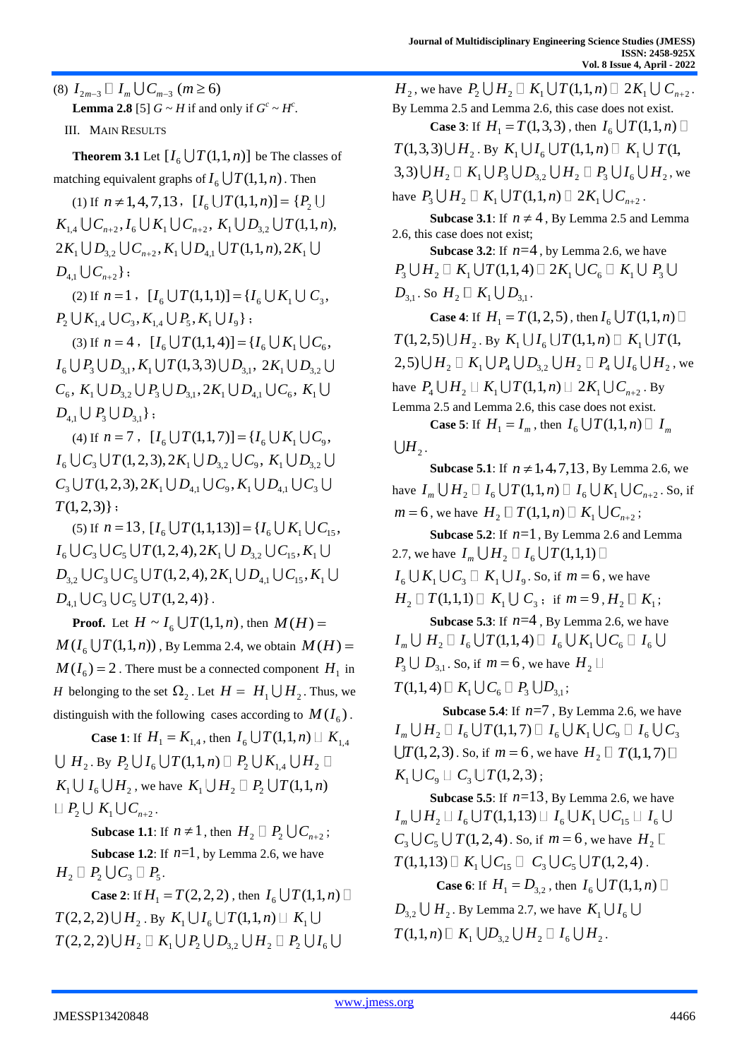(8) $I_{2m-3} \sim I_m \cup C_{m-3}$ $(m \geq 6)$

**Lemma 2.8** [5] $G \sim H$ if and only if $G^c \sim H^c$.

## III. Main Results

**Theorem 3.1** Let $[I_6 \cup T(1,1,n)]$ be The classes of matching equivalent graphs of $I_6 \cup T(1,1,n)$. Then

(1) If $n \neq 1,4,7,13$, $[I_6 \cup T(1,1,n)] = \{P_2 \cup K_{1,4} \cup C_{n+2}, I_6 \cup K_1 \cup C_{n+2}, K_1 \cup D_{3,2} \cup T(1,1,n), 2K_1 \cup D_{3,2} \cup C_{n+2}, K_1 \cup D_{4,1} \cup T(1,1,n), 2K_1 \cup D_{4,1} \cup C_{n+2}\}$;

(2) If $n=1$, $[I_6 \cup T(1,1,1)] = \{I_6 \cup K_1 \cup C_3, P_2 \cup K_{1,4} \cup C_3, K_{1,4} \cup P_5, K_1 \cup I_9\}$;

(3) If $n=4$, $[I_6 \cup T(1,1,4)] = \{I_6 \cup K_1 \cup C_6, I_6 \cup P_3 \cup D_{3,1}, K_1 \cup T(1,3,3) \cup D_{3,1}, 2K_1 \cup D_{3,2} \cup C_6, K_1 \cup D_{3,2} \cup P_3 \cup D_{3,1}, 2K_1 \cup D_{4,1} \cup C_6, K_1 \cup D_{4,1} \cup P_3 \cup D_{3,1}\}$;

(4) If $n=7$, $[I_6 \cup T(1,1,7)] = \{I_6 \cup K_1 \cup C_9, I_6 \cup C_3 \cup T(1,2,3), 2K_1 \cup D_{3,2} \cup C_9, K_1 \cup D_{3,2} \cup C_3 \cup T(1,2,3), 2K_1 \cup D_{4,1} \cup C_9, K_1 \cup D_{4,1} \cup C_3 \cup T(1,2,3)\}$;

(5) If $n=13$, $[I_6 \cup T(1,1,13)] = \{I_6 \cup K_1 \cup C_{15}, I_6 \cup C_3 \cup C_5 \cup T(1,2,4), 2K_1 \cup D_{3,2} \cup C_{15}, K_1 \cup D_{3,2} \cup C_3 \cup C_5 \cup T(1,2,4), 2K_1 \cup D_{4,1} \cup C_{15}, K_1 \cup D_{4,1} \cup C_3 \cup C_5 \cup T(1,2,4)\}$.

**Proof.** Let $H \sim I_6 \cup T(1,1,n)$, then $M(H) = M(I_6 \cup T(1,1,n))$, By Lemma 2.4, we obtain $M(H) = M(I_6) = 2$. There must be a connected component $H_1$ in $H$ belonging to the set $\Omega_2$. Let $H = H_1 \cup H_2$. Thus, we distinguish with the following cases according to $M(I_6)$.

**Case 1**: If $H_1 = K_{1,4}$, then $I_6 \cup T(1,1,n) \sim K_{1,4} \cup H_2$. By $P_2 \cup I_6 \cup T(1,1,n) \sim P_2 \cup K_{1,4} \cup H_2 \sim K_1 \cup I_6 \cup H_2$, we have $K_1 \cup H_2 \sim P_2 \cup T(1,1,n) \sim P_2 \cup K_1 \cup C_{n+2}$.

**Subcase 1.1**: If $n \neq 1$, then $H_2 \sim P_2 \cup C_{n+2}$;

**Subcase 1.2**: If $n=1$, by Lemma 2.6, we have $H_2 \sim P_2 \cup C_3 \sim P_5$.

**Case 2**: If $H_1 = T(2,2,2)$, then $I_6 \cup T(1,1,n) \sim T(2,2,2) \cup H_2$. By $K_1 \cup I_6 \cup T(1,1,n) \sim K_1 \cup T(2,2,2) \cup H_2 \sim K_1 \cup P_2 \cup D_{3,2} \cup H_2 \sim P_2 \cup I_6 \cup H_2$, we have $P_2 \cup H_2 \sim K_1 \cup T(1,1,n) \sim 2K_1 \cup C_{n+2}$. By Lemma 2.5 and Lemma 2.6, this case does not exist.

**Case 3**: If $H_1 = T(1,3,3)$, then $I_6 \cup T(1,1,n) \sim T(1,3,3) \cup H_2$. By $K_1 \cup I_6 \cup T(1,1,n) \sim K_1 \cup T(1,3,3) \cup H_2 \sim K_1 \cup P_3 \cup D_{3,2} \cup H_2 \sim P_3 \cup I_6 \cup H_2$, we have $P_3 \cup H_2 \sim K_1 \cup T(1,1,n) \sim 2K_1 \cup C_{n+2}$.

**Subcase 3.1**: If $n \neq 4$, By Lemma 2.5 and Lemma 2.6, this case does not exist;

**Subcase 3.2**: If $n=4$, by Lemma 2.6, we have $P_3 \cup H_2 \sim K_1 \cup T(1,1,4) \sim 2K_1 \cup C_6 \sim K_1 \cup P_3 \cup D_{3,1}$. So $H_2 \sim K_1 \cup D_{3,1}$.

**Case 4**: If $H_1 = T(1,2,5)$, then $I_6 \cup T(1,1,n) \sim T(1,2,5) \cup H_2$. By $K_1 \cup I_6 \cup T(1,1,n) \sim K_1 \cup T(1,2,5) \cup H_2 \sim K_1 \cup P_4 \cup D_{3,2} \cup H_2 \sim P_4 \cup I_6 \cup H_2$, we have $P_4 \cup H_2 \sim K_1 \cup T(1,1,n) \sim 2K_1 \cup C_{n+2}$. By Lemma 2.5 and Lemma 2.6, this case does not exist.

**Case 5**: If $H_1 = I_m$, then $I_6 \cup T(1,1,n) \sim I_m \cup H_2$.

**Subcase 5.1**: If $n \neq 1,4,7,13$, By Lemma 2.6, we have $I_m \cup H_2 \sim I_6 \cup T(1,1,n) \sim I_6 \cup K_1 \cup C_{n+2}$. So, if $m=6$, we have $H_2 \sim T(1,1,n) \sim K_1 \cup C_{n+2}$;

**Subcase 5.2**: If $n=1$, By Lemma 2.6 and Lemma 2.7, we have $I_m \cup H_2 \sim I_6 \cup T(1,1,1) \sim I_6 \cup K_1 \cup C_3 \sim K_1 \cup I_9$. So, if $m=6$, we have $H_2 \sim T(1,1,1) \sim K_1 \cup C_3$; if $m=9$, $H_2 \sim K_1$;

**Subcase 5.3**: If $n=4$, By Lemma 2.6, we have $I_m \cup H_2 \sim I_6 \cup T(1,1,4) \sim I_6 \cup K_1 \cup C_6 \sim I_6 \cup P_3 \cup D_{3,1}$. So, if $m=6$, we have $H_2 \sim T(1,1,4) \sim K_1 \cup C_6 \sim P_3 \cup D_{3,1}$;

**Subcase 5.4**: If $n=7$, By Lemma 2.6, we have $I_m \cup H_2 \sim I_6 \cup T(1,1,7) \sim I_6 \cup K_1 \cup C_9 \sim I_6 \cup C_3 \cup T(1,2,3)$. So, if $m=6$, we have $H_2 \sim T(1,1,7) \sim K_1 \cup C_9 \sim C_3 \cup T(1,2,3)$;

**Subcase 5.5**: If $n=13$, By Lemma 2.6, we have $I_m \cup H_2 \sim I_6 \cup T(1,1,13) \sim I_6 \cup K_1 \cup C_{15} \sim I_6 \cup C_3 \cup C_5 \cup T(1,2,4)$. So, if $m=6$, we have $H_2 \sim T(1,1,13) \sim K_1 \cup C_{15} \sim C_3 \cup C_5 \cup T(1,2,4)$.

**Case 6**: If $H_1 = D_{3,2}$, then $I_6 \cup T(1,1,n) \sim D_{3,2} \cup H_2$. By Lemma 2.7, we have $K_1 \cup I_6 \cup T(1,1,n) \sim K_1 \cup D_{3,2} \cup H_2 \sim I_6 \cup H_2$.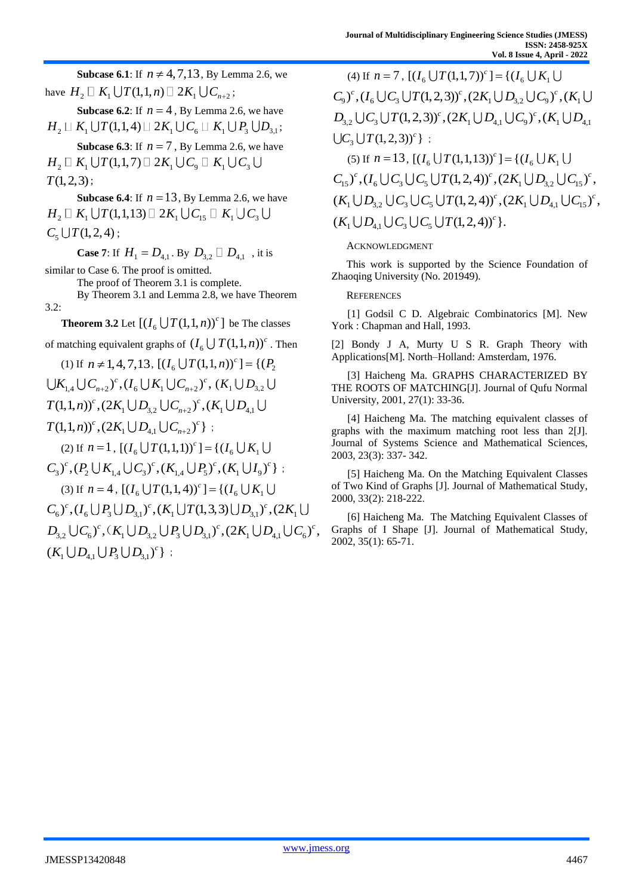**Subcase 6.1**: If $n \neq 4, 7, 13$, By Lemma 2.6, we have $H_2 \sim K_1 \cup T(1,1,n) \sim 2K_1 \cup C_{n+2}$;

**Subcase 6.2**: If $n = 4$, By Lemma 2.6, we have $H_2 \sim K_1 \cup T(1,1,4) \sim 2K_1 \cup C_6 \sim K_1 \cup P_3 \cup D_{3,1}$;

**Subcase 6.3**: If $n = 7$, By Lemma 2.6, we have $H_2 \sim K_1 \cup T(1,1,7) \sim 2K_1 \cup C_9 \sim K_1 \cup C_3 \cup T(1,2,3)$;

**Subcase 6.4**: If $n = 13$, By Lemma 2.6, we have $H_2 \sim K_1 \cup T(1,1,13) \sim 2K_1 \cup C_{15} \sim K_1 \cup C_3 \cup C_5 \cup T(1,2,4)$;

**Case 7**: If $H_1 = D_{4,1}$. By $D_{3,2} \sim D_{4,1}$, it is similar to Case 6. The proof is omitted.

The proof of Theorem 3.1 is complete.

By Theorem 3.1 and Lemma 2.8, we have Theorem 3.2:

**Theorem 3.2** Let $[(I_6 \cup T(1,1,n))^c]$ be The classes of matching equivalent graphs of $(I_6 \cup T(1,1,n))^c$. Then

(1) If $n \neq 1, 4, 7, 13$, $[(I_6 \cup T(1,1,n))^c] = \{(P_2 \cup K_{1,4} \cup C_{n+2})^c, (I_6 \cup K_1 \cup C_{n+2})^c, (K_1 \cup D_{3,2} \cup T(1,1,n))^c, (2K_1 \cup D_{3,2} \cup C_{n+2})^c, (K_1 \cup D_{4,1} \cup T(1,1,n))^c, (2K_1 \cup D_{4,1} \cup C_{n+2})^c\}$;

(2) If $n = 1$, $[(I_6 \cup T(1,1,1))^c] = \{(I_6 \cup K_1 \cup C_3)^c, (P_2 \cup K_{1,4} \cup C_3)^c, (K_{1,4} \cup P_5)^c, (K_1 \cup I_9)^c\}$;

(3) If $n = 4$, $[(I_6 \cup T(1,1,4))^c] = \{(I_6 \cup K_1 \cup C_6)^c, (I_6 \cup P_3 \cup D_{3,1})^c, (K_1 \cup T(1,3,3) \cup D_{3,1})^c, (2K_1 \cup D_{3,2} \cup C_6)^c, (K_1 \cup D_{3,2} \cup P_3 \cup D_{3,1})^c, (2K_1 \cup D_{4,1} \cup C_6)^c, (K_1 \cup D_{4,1} \cup P_3 \cup D_{3,1})^c\}$;

(4) If $n = 7$, $[(I_6 \cup T(1,1,7))^c] = \{(I_6 \cup K_1 \cup C_9)^c, (I_6 \cup C_3 \cup T(1,2,3))^c, (2K_1 \cup D_{3,2} \cup C_9)^c, (K_1 \cup D_{3,2} \cup C_3 \cup T(1,2,3))^c, (2K_1 \cup D_{4,1} \cup C_9)^c, (K_1 \cup D_{4,1} \cup C_3 \cup T(1,2,3))^c\}$;

(5) If $n = 13$, $[(I_6 \cup T(1,1,13))^c] = \{(I_6 \cup K_1 \cup C_{15})^c, (I_6 \cup C_3 \cup C_5 \cup T(1,2,4))^c, (2K_1 \cup D_{3,2} \cup C_{15})^c, (K_1 \cup D_{3,2} \cup C_3 \cup C_5 \cup T(1,2,4))^c, (2K_1 \cup D_{4,1} \cup C_{15})^c, (K_1 \cup D_{4,1} \cup C_3 \cup C_5 \cup T(1,2,4))^c\}$.

## ACKNOWLEDGMENT

This work is supported by the Science Foundation of Zhaoqing University (No. 201949).

## REFERENCES

[1] Godsil C D. Algebraic Combinatorics [M]. New York : Chapman and Hall, 1993.

[2] Bondy J A, Murty U S R. Graph Theory with Applications[M]. North–Holland: Amsterdam, 1976.

[3] Haicheng Ma. GRAPHS CHARACTERIZED BY THE ROOTS OF MATCHING[J]. Journal of Qufu Normal University, 2001, 27(1): 33-36.

[4] Haicheng Ma. The matching equivalent classes of graphs with the maximum matching root less than 2[J]. Journal of Systems Science and Mathematical Sciences, 2003, 23(3): 337- 342.

[5] Haicheng Ma. On the Matching Equivalent Classes of Two Kind of Graphs [J]. Journal of Mathematical Study, 2000, 33(2): 218-222.

[6] Haicheng Ma. The Matching Equivalent Classes of Graphs of I Shape [J]. Journal of Mathematical Study, 2002, 35(1): 65-71.